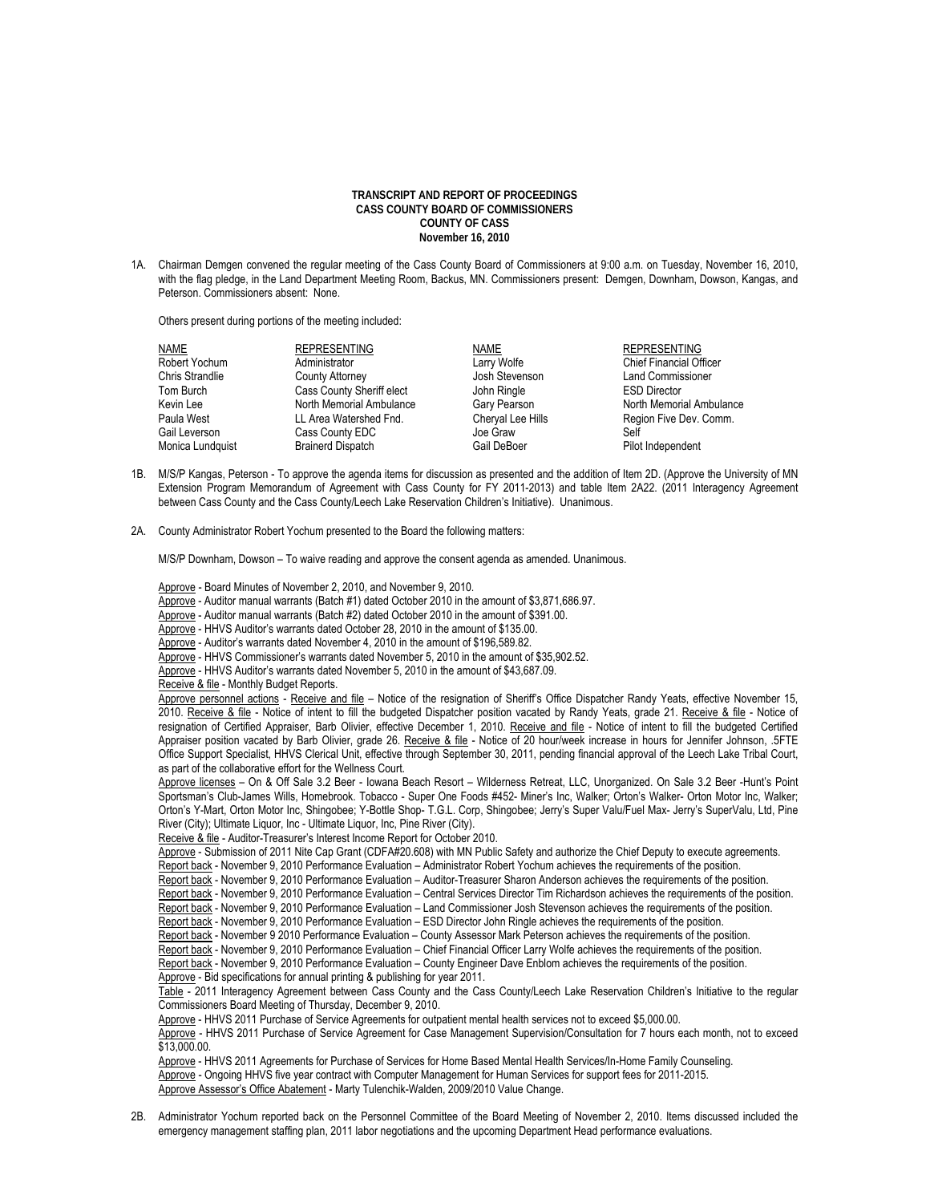**TRANSCRIPT AND REPORT OF PROCEEDINGS**
**CASS COUNTY BOARD OF COMMISSIONERS**
**COUNTY OF CASS**
**November 16, 2010**

1A. Chairman Demgen convened the regular meeting of the Cass County Board of Commissioners at 9:00 a.m. on Tuesday, November 16, 2010, with the flag pledge, in the Land Department Meeting Room, Backus, MN. Commissioners present: Demgen, Downham, Dowson, Kangas, and Peterson. Commissioners absent: None.

Others present during portions of the meeting included:

| NAME | REPRESENTING | NAME | REPRESENTING |
|---|---|---|---|
| Robert Yochum | Administrator | Larry Wolfe | Chief Financial Officer |
| Chris Strandlie | County Attorney | Josh Stevenson | Land Commissioner |
| Tom Burch | Cass County Sheriff elect | John Ringle | ESD Director |
| Kevin Lee | North Memorial Ambulance | Gary Pearson | North Memorial Ambulance |
| Paula West | LL Area Watershed Fnd. | Cheryal Lee Hills | Region Five Dev. Comm. |
| Gail Leverson | Cass County EDC | Joe Graw | Self |
| Monica Lundquist | Brainerd Dispatch | Gail DeBoer | Pilot Independent |

1B. M/S/P Kangas, Peterson - To approve the agenda items for discussion as presented and the addition of Item 2D. (Approve the University of MN Extension Program Memorandum of Agreement with Cass County for FY 2011-2013) and table Item 2A22. (2011 Interagency Agreement between Cass County and the Cass County/Leech Lake Reservation Children's Initiative). Unanimous.

2A. County Administrator Robert Yochum presented to the Board the following matters:

M/S/P Downham, Dowson – To waive reading and approve the consent agenda as amended. Unanimous.

Approve - Board Minutes of November 2, 2010, and November 9, 2010.
Approve - Auditor manual warrants (Batch #1) dated October 2010 in the amount of $3,871,686.97.
Approve - Auditor manual warrants (Batch #2) dated October 2010 in the amount of $391.00.
Approve - HHVS Auditor's warrants dated October 28, 2010 in the amount of $135.00.
Approve - Auditor's warrants dated November 4, 2010 in the amount of $196,589.82.
Approve - HHVS Commissioner's warrants dated November 5, 2010 in the amount of $35,902.52.
Approve - HHVS Auditor's warrants dated November 5, 2010 in the amount of $43,687.09.
Receive & file - Monthly Budget Reports.
Approve personnel actions - Receive and file – Notice of the resignation of Sheriff's Office Dispatcher Randy Yeats, effective November 15, 2010. Receive & file - Notice of intent to fill the budgeted Dispatcher position vacated by Randy Yeats, grade 21. Receive & file - Notice of resignation of Certified Appraiser, Barb Olivier, effective December 1, 2010. Receive and file - Notice of intent to fill the budgeted Certified Appraiser position vacated by Barb Olivier, grade 26. Receive & file - Notice of 20 hour/week increase in hours for Jennifer Johnson, .5FTE Office Support Specialist, HHVS Clerical Unit, effective through September 30, 2011, pending financial approval of the Leech Lake Tribal Court, as part of the collaborative effort for the Wellness Court.
Approve licenses – On & Off Sale 3.2 Beer - Iowana Beach Resort – Wilderness Retreat, LLC, Unorganized. On Sale 3.2 Beer -Hunt's Point Sportsman's Club-James Wills, Homebrook. Tobacco - Super One Foods #452- Miner's Inc, Walker; Orton's Walker- Orton Motor Inc, Walker; Orton's Y-Mart, Orton Motor Inc, Shingobee; Y-Bottle Shop- T.G.L. Corp, Shingobee; Jerry's Super Valu/Fuel Max- Jerry's SuperValu, Ltd, Pine River (City); Ultimate Liquor, Inc - Ultimate Liquor, Inc, Pine River (City).
Receive & file - Auditor-Treasurer's Interest Income Report for October 2010.
Approve - Submission of 2011 Nite Cap Grant (CDFA#20.608) with MN Public Safety and authorize the Chief Deputy to execute agreements.
Report back - November 9, 2010 Performance Evaluation – Administrator Robert Yochum achieves the requirements of the position.
Report back - November 9, 2010 Performance Evaluation – Auditor-Treasurer Sharon Anderson achieves the requirements of the position.
Report back - November 9, 2010 Performance Evaluation – Central Services Director Tim Richardson achieves the requirements of the position.
Report back - November 9, 2010 Performance Evaluation – Land Commissioner Josh Stevenson achieves the requirements of the position.
Report back - November 9, 2010 Performance Evaluation – ESD Director John Ringle achieves the requirements of the position.
Report back - November 9 2010 Performance Evaluation – County Assessor Mark Peterson achieves the requirements of the position.
Report back - November 9, 2010 Performance Evaluation – Chief Financial Officer Larry Wolfe achieves the requirements of the position.
Report back - November 9, 2010 Performance Evaluation – County Engineer Dave Enblom achieves the requirements of the position.
Approve - Bid specifications for annual printing & publishing for year 2011.
Table - 2011 Interagency Agreement between Cass County and the Cass County/Leech Lake Reservation Children's Initiative to the regular Commissioners Board Meeting of Thursday, December 9, 2010.
Approve - HHVS 2011 Purchase of Service Agreements for outpatient mental health services not to exceed $5,000.00.
Approve - HHVS 2011 Purchase of Service Agreement for Case Management Supervision/Consultation for 7 hours each month, not to exceed $13,000.00.
Approve - HHVS 2011 Agreements for Purchase of Services for Home Based Mental Health Services/In-Home Family Counseling.
Approve - Ongoing HHVS five year contract with Computer Management for Human Services for support fees for 2011-2015.
Approve Assessor's Office Abatement - Marty Tulenchik-Walden, 2009/2010 Value Change.

2B. Administrator Yochum reported back on the Personnel Committee of the Board Meeting of November 2, 2010. Items discussed included the emergency management staffing plan, 2011 labor negotiations and the upcoming Department Head performance evaluations.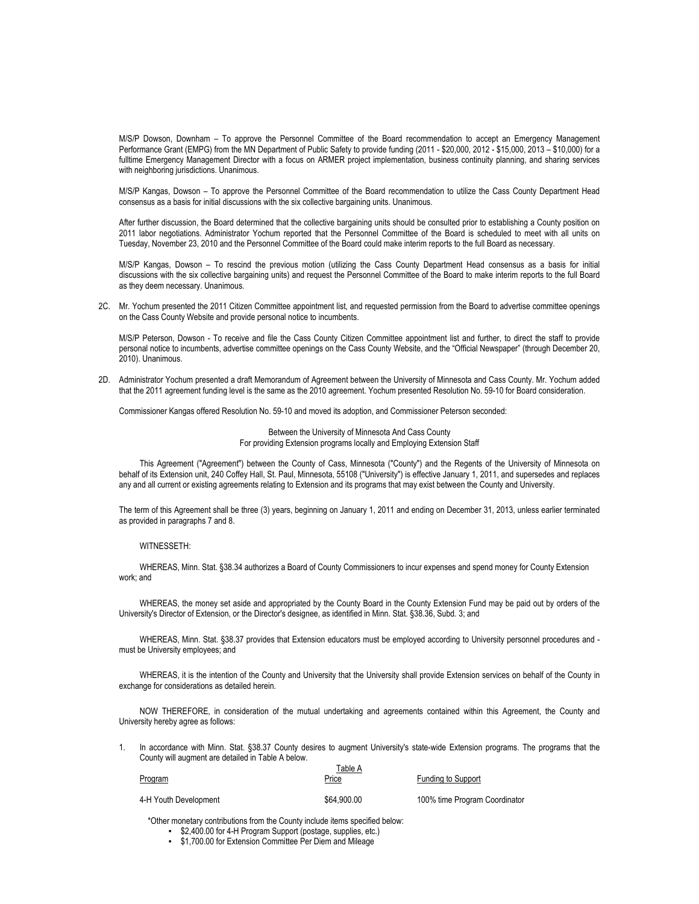M/S/P Dowson, Downham – To approve the Personnel Committee of the Board recommendation to accept an Emergency Management Performance Grant (EMPG) from the MN Department of Public Safety to provide funding (2011 - $20,000, 2012 - $15,000, 2013 – $10,000) for a fulltime Emergency Management Director with a focus on ARMER project implementation, business continuity planning, and sharing services with neighboring jurisdictions. Unanimous.

M/S/P Kangas, Dowson – To approve the Personnel Committee of the Board recommendation to utilize the Cass County Department Head consensus as a basis for initial discussions with the six collective bargaining units. Unanimous.

After further discussion, the Board determined that the collective bargaining units should be consulted prior to establishing a County position on 2011 labor negotiations. Administrator Yochum reported that the Personnel Committee of the Board is scheduled to meet with all units on Tuesday, November 23, 2010 and the Personnel Committee of the Board could make interim reports to the full Board as necessary.

M/S/P Kangas, Dowson – To rescind the previous motion (utilizing the Cass County Department Head consensus as a basis for initial discussions with the six collective bargaining units) and request the Personnel Committee of the Board to make interim reports to the full Board as they deem necessary. Unanimous.

2C. Mr. Yochum presented the 2011 Citizen Committee appointment list, and requested permission from the Board to advertise committee openings on the Cass County Website and provide personal notice to incumbents.

M/S/P Peterson, Dowson - To receive and file the Cass County Citizen Committee appointment list and further, to direct the staff to provide personal notice to incumbents, advertise committee openings on the Cass County Website, and the "Official Newspaper" (through December 20, 2010). Unanimous.

2D. Administrator Yochum presented a draft Memorandum of Agreement between the University of Minnesota and Cass County. Mr. Yochum added that the 2011 agreement funding level is the same as the 2010 agreement. Yochum presented Resolution No. 59-10 for Board consideration.

Commissioner Kangas offered Resolution No. 59-10 and moved its adoption, and Commissioner Peterson seconded:

Between the University of Minnesota And Cass County
For providing Extension programs locally and Employing Extension Staff

This Agreement ("Agreement") between the County of Cass, Minnesota ("County") and the Regents of the University of Minnesota on behalf of its Extension unit, 240 Coffey Hall, St. Paul, Minnesota, 55108 ("University") is effective January 1, 2011, and supersedes and replaces any and all current or existing agreements relating to Extension and its programs that may exist between the County and University.

The term of this Agreement shall be three (3) years, beginning on January 1, 2011 and ending on December 31, 2013, unless earlier terminated as provided in paragraphs 7 and 8.

WITNESSETH:

WHEREAS, Minn. Stat. §38.34 authorizes a Board of County Commissioners to incur expenses and spend money for County Extension work; and

WHEREAS, the money set aside and appropriated by the County Board in the County Extension Fund may be paid out by orders of the University's Director of Extension, or the Director's designee, as identified in Minn. Stat. §38.36, Subd. 3; and

WHEREAS, Minn. Stat. §38.37 provides that Extension educators must be employed according to University personnel procedures and - must be University employees; and

WHEREAS, it is the intention of the County and University that the University shall provide Extension services on behalf of the County in exchange for considerations as detailed herein.

NOW THEREFORE, in consideration of the mutual undertaking and agreements contained within this Agreement, the County and University hereby agree as follows:

1. In accordance with Minn. Stat. §38.37 County desires to augment University's state-wide Extension programs. The programs that the County will augment are detailed in Table A below.

Table A

| Program | Price | Funding to Support |
|---|---|---|
| 4-H Youth Development | $64,900.00 | 100% time Program Coordinator |

\*Other monetary contributions from the County include items specified below:

- $2,400.00 for 4-H Program Support (postage, supplies, etc.)
- $1,700.00 for Extension Committee Per Diem and Mileage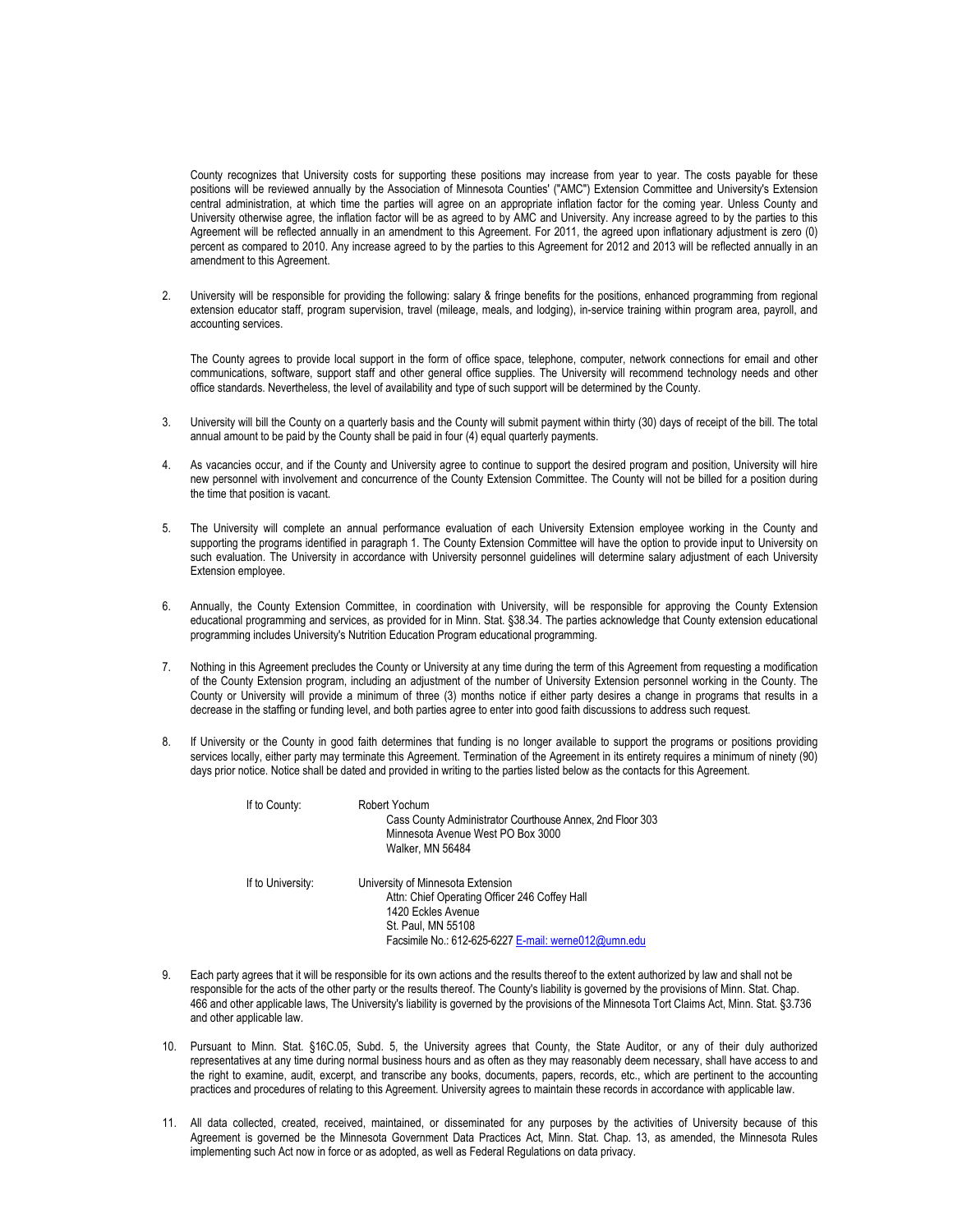County recognizes that University costs for supporting these positions may increase from year to year. The costs payable for these positions will be reviewed annually by the Association of Minnesota Counties' ("AMC") Extension Committee and University's Extension central administration, at which time the parties will agree on an appropriate inflation factor for the coming year. Unless County and University otherwise agree, the inflation factor will be as agreed to by AMC and University. Any increase agreed to by the parties to this Agreement will be reflected annually in an amendment to this Agreement. For 2011, the agreed upon inflationary adjustment is zero (0) percent as compared to 2010. Any increase agreed to by the parties to this Agreement for 2012 and 2013 will be reflected annually in an amendment to this Agreement.

2. University will be responsible for providing the following: salary & fringe benefits for the positions, enhanced programming from regional extension educator staff, program supervision, travel (mileage, meals, and lodging), in-service training within program area, payroll, and accounting services.

   The County agrees to provide local support in the form of office space, telephone, computer, network connections for email and other communications, software, support staff and other general office supplies. The University will recommend technology needs and other office standards. Nevertheless, the level of availability and type of such support will be determined by the County.

3. University will bill the County on a quarterly basis and the County will submit payment within thirty (30) days of receipt of the bill. The total annual amount to be paid by the County shall be paid in four (4) equal quarterly payments.

4. As vacancies occur, and if the County and University agree to continue to support the desired program and position, University will hire new personnel with involvement and concurrence of the County Extension Committee. The County will not be billed for a position during the time that position is vacant.

5. The University will complete an annual performance evaluation of each University Extension employee working in the County and supporting the programs identified in paragraph 1. The County Extension Committee will have the option to provide input to University on such evaluation. The University in accordance with University personnel guidelines will determine salary adjustment of each University Extension employee.

6. Annually, the County Extension Committee, in coordination with University, will be responsible for approving the County Extension educational programming and services, as provided for in Minn. Stat. §38.34. The parties acknowledge that County extension educational programming includes University's Nutrition Education Program educational programming.

7. Nothing in this Agreement precludes the County or University at any time during the term of this Agreement from requesting a modification of the County Extension program, including an adjustment of the number of University Extension personnel working in the County. The County or University will provide a minimum of three (3) months notice if either party desires a change in programs that results in a decrease in the staffing or funding level, and both parties agree to enter into good faith discussions to address such request.

8. If University or the County in good faith determines that funding is no longer available to support the programs or positions providing services locally, either party may terminate this Agreement. Termination of the Agreement in its entirety requires a minimum of ninety (90) days prior notice. Notice shall be dated and provided in writing to the parties listed below as the contacts for this Agreement.

   If to County: Robert Yochum
   Cass County Administrator Courthouse Annex, 2nd Floor 303
   Minnesota Avenue West PO Box 3000
   Walker, MN 56484

   If to University: University of Minnesota Extension
   Attn: Chief Operating Officer 246 Coffey Hall
   1420 Eckles Avenue
   St. Paul, MN 55108
   Facsimile No.: 612-625-6227 E-mail: werne012@umn.edu

9. Each party agrees that it will be responsible for its own actions and the results thereof to the extent authorized by law and shall not be responsible for the acts of the other party or the results thereof. The County's liability is governed by the provisions of Minn. Stat. Chap. 466 and other applicable laws, The University's liability is governed by the provisions of the Minnesota Tort Claims Act, Minn. Stat. §3.736 and other applicable law.

10. Pursuant to Minn. Stat. §16C.05, Subd. 5, the University agrees that County, the State Auditor, or any of their duly authorized representatives at any time during normal business hours and as often as they may reasonably deem necessary, shall have access to and the right to examine, audit, excerpt, and transcribe any books, documents, papers, records, etc., which are pertinent to the accounting practices and procedures of relating to this Agreement. University agrees to maintain these records in accordance with applicable law.

11. All data collected, created, received, maintained, or disseminated for any purposes by the activities of University because of this Agreement is governed be the Minnesota Government Data Practices Act, Minn. Stat. Chap. 13, as amended, the Minnesota Rules implementing such Act now in force or as adopted, as well as Federal Regulations on data privacy.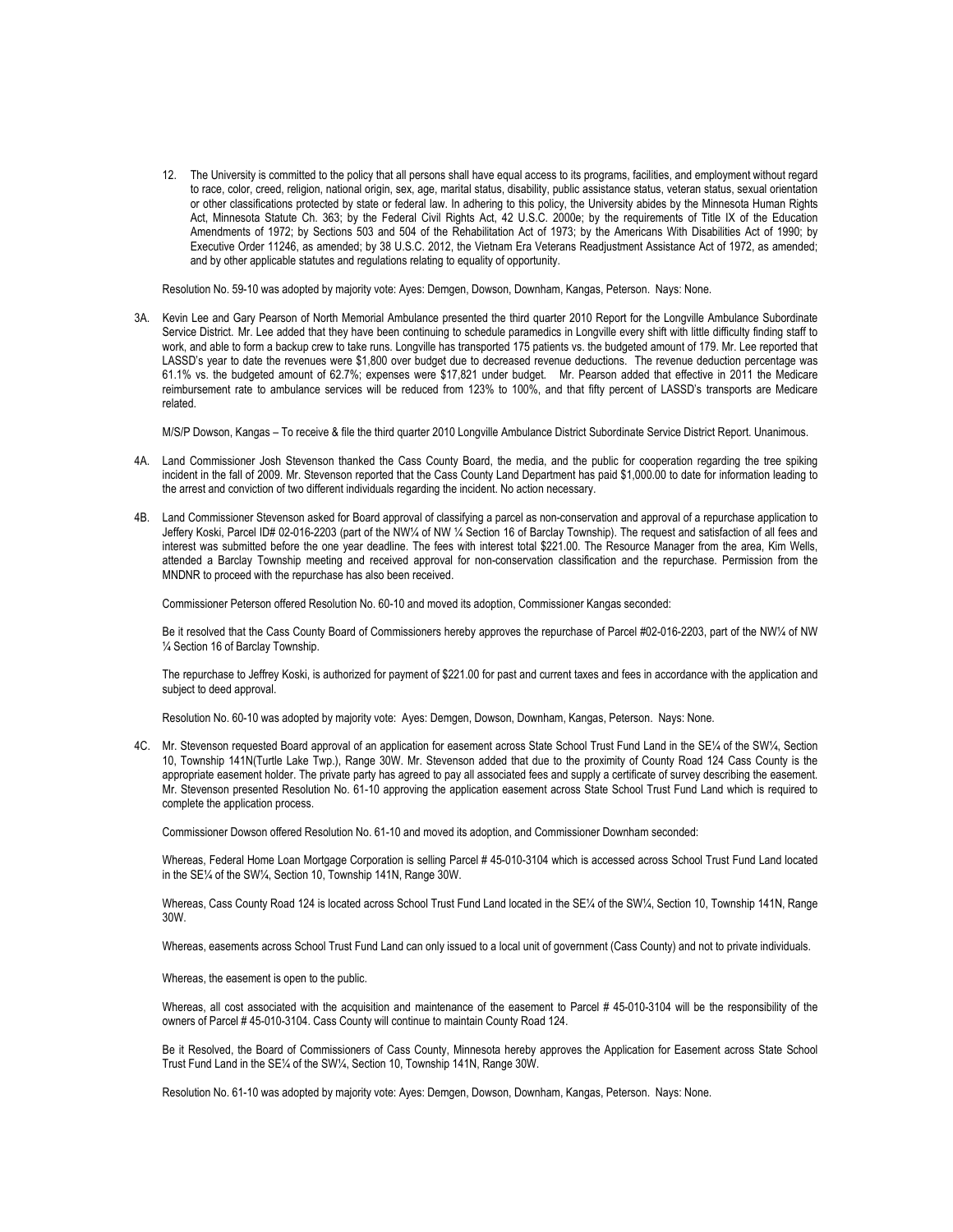12. The University is committed to the policy that all persons shall have equal access to its programs, facilities, and employment without regard to race, color, creed, religion, national origin, sex, age, marital status, disability, public assistance status, veteran status, sexual orientation or other classifications protected by state or federal law. In adhering to this policy, the University abides by the Minnesota Human Rights Act, Minnesota Statute Ch. 363; by the Federal Civil Rights Act, 42 U.S.C. 2000e; by the requirements of Title IX of the Education Amendments of 1972; by Sections 503 and 504 of the Rehabilitation Act of 1973; by the Americans With Disabilities Act of 1990; by Executive Order 11246, as amended; by 38 U.S.C. 2012, the Vietnam Era Veterans Readjustment Assistance Act of 1972, as amended; and by other applicable statutes and regulations relating to equality of opportunity.

Resolution No. 59-10 was adopted by majority vote: Ayes: Demgen, Dowson, Downham, Kangas, Peterson. Nays: None.

3A. Kevin Lee and Gary Pearson of North Memorial Ambulance presented the third quarter 2010 Report for the Longville Ambulance Subordinate Service District. Mr. Lee added that they have been continuing to schedule paramedics in Longville every shift with little difficulty finding staff to work, and able to form a backup crew to take runs. Longville has transported 175 patients vs. the budgeted amount of 179. Mr. Lee reported that LASSD's year to date the revenues were $1,800 over budget due to decreased revenue deductions. The revenue deduction percentage was 61.1% vs. the budgeted amount of 62.7%; expenses were $17,821 under budget. Mr. Pearson added that effective in 2011 the Medicare reimbursement rate to ambulance services will be reduced from 123% to 100%, and that fifty percent of LASSD's transports are Medicare related.

M/S/P Dowson, Kangas – To receive & file the third quarter 2010 Longville Ambulance District Subordinate Service District Report. Unanimous.

4A. Land Commissioner Josh Stevenson thanked the Cass County Board, the media, and the public for cooperation regarding the tree spiking incident in the fall of 2009. Mr. Stevenson reported that the Cass County Land Department has paid $1,000.00 to date for information leading to the arrest and conviction of two different individuals regarding the incident. No action necessary.

4B. Land Commissioner Stevenson asked for Board approval of classifying a parcel as non-conservation and approval of a repurchase application to Jeffery Koski, Parcel ID# 02-016-2203 (part of the NW¼ of NW ¼ Section 16 of Barclay Township). The request and satisfaction of all fees and interest was submitted before the one year deadline. The fees with interest total $221.00. The Resource Manager from the area, Kim Wells, attended a Barclay Township meeting and received approval for non-conservation classification and the repurchase. Permission from the MNDNR to proceed with the repurchase has also been received.

Commissioner Peterson offered Resolution No. 60-10 and moved its adoption, Commissioner Kangas seconded:

Be it resolved that the Cass County Board of Commissioners hereby approves the repurchase of Parcel #02-016-2203, part of the NW¼ of NW ¼ Section 16 of Barclay Township.

The repurchase to Jeffrey Koski, is authorized for payment of $221.00 for past and current taxes and fees in accordance with the application and subject to deed approval.

Resolution No. 60-10 was adopted by majority vote: Ayes: Demgen, Dowson, Downham, Kangas, Peterson. Nays: None.

4C. Mr. Stevenson requested Board approval of an application for easement across State School Trust Fund Land in the SE¼ of the SW¼, Section 10, Township 141N(Turtle Lake Twp.), Range 30W. Mr. Stevenson added that due to the proximity of County Road 124 Cass County is the appropriate easement holder. The private party has agreed to pay all associated fees and supply a certificate of survey describing the easement. Mr. Stevenson presented Resolution No. 61-10 approving the application easement across State School Trust Fund Land which is required to complete the application process.

Commissioner Dowson offered Resolution No. 61-10 and moved its adoption, and Commissioner Downham seconded:

Whereas, Federal Home Loan Mortgage Corporation is selling Parcel # 45-010-3104 which is accessed across School Trust Fund Land located in the SE¼ of the SW¼, Section 10, Township 141N, Range 30W.

Whereas, Cass County Road 124 is located across School Trust Fund Land located in the SE¼ of the SW¼, Section 10, Township 141N, Range 30W.

Whereas, easements across School Trust Fund Land can only issued to a local unit of government (Cass County) and not to private individuals.

Whereas, the easement is open to the public.

Whereas, all cost associated with the acquisition and maintenance of the easement to Parcel # 45-010-3104 will be the responsibility of the owners of Parcel # 45-010-3104. Cass County will continue to maintain County Road 124.

Be it Resolved, the Board of Commissioners of Cass County, Minnesota hereby approves the Application for Easement across State School Trust Fund Land in the SE¼ of the SW¼, Section 10, Township 141N, Range 30W.

Resolution No. 61-10 was adopted by majority vote: Ayes: Demgen, Dowson, Downham, Kangas, Peterson. Nays: None.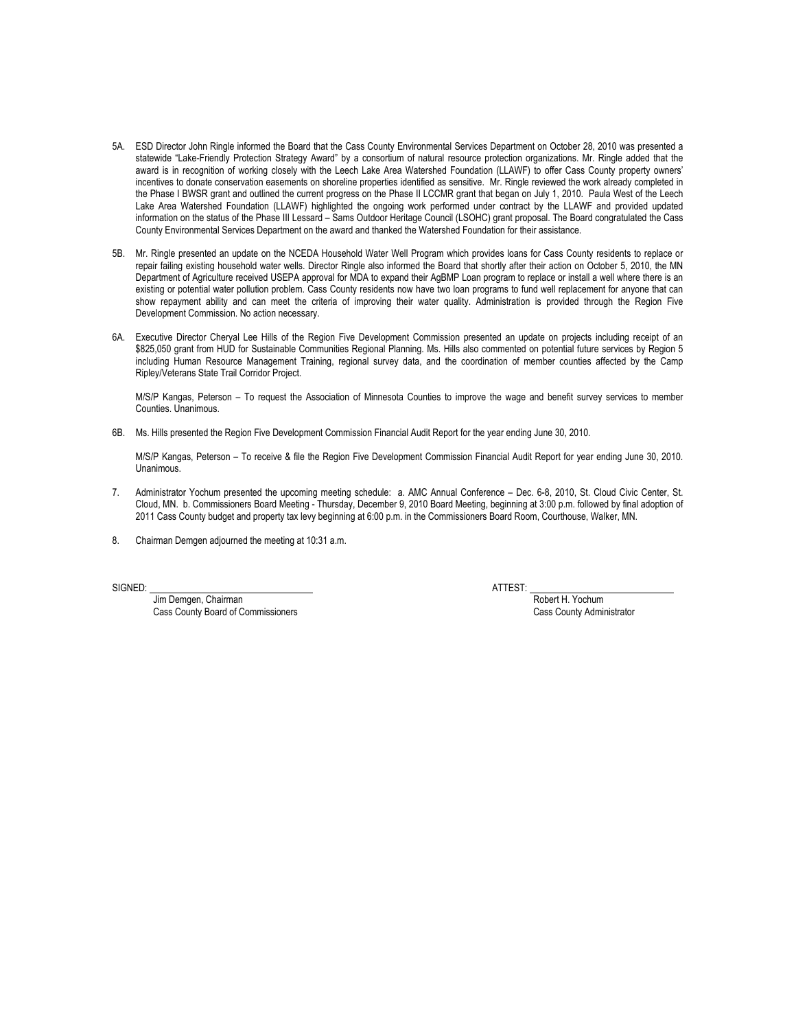5A. ESD Director John Ringle informed the Board that the Cass County Environmental Services Department on October 28, 2010 was presented a statewide "Lake-Friendly Protection Strategy Award" by a consortium of natural resource protection organizations. Mr. Ringle added that the award is in recognition of working closely with the Leech Lake Area Watershed Foundation (LLAWF) to offer Cass County property owners' incentives to donate conservation easements on shoreline properties identified as sensitive. Mr. Ringle reviewed the work already completed in the Phase I BWSR grant and outlined the current progress on the Phase II LCCMR grant that began on July 1, 2010. Paula West of the Leech Lake Area Watershed Foundation (LLAWF) highlighted the ongoing work performed under contract by the LLAWF and provided updated information on the status of the Phase III Lessard – Sams Outdoor Heritage Council (LSOHC) grant proposal. The Board congratulated the Cass County Environmental Services Department on the award and thanked the Watershed Foundation for their assistance.

5B. Mr. Ringle presented an update on the NCEDA Household Water Well Program which provides loans for Cass County residents to replace or repair failing existing household water wells. Director Ringle also informed the Board that shortly after their action on October 5, 2010, the MN Department of Agriculture received USEPA approval for MDA to expand their AgBMP Loan program to replace or install a well where there is an existing or potential water pollution problem. Cass County residents now have two loan programs to fund well replacement for anyone that can show repayment ability and can meet the criteria of improving their water quality. Administration is provided through the Region Five Development Commission. No action necessary.

6A. Executive Director Cheryal Lee Hills of the Region Five Development Commission presented an update on projects including receipt of an $825,050 grant from HUD for Sustainable Communities Regional Planning. Ms. Hills also commented on potential future services by Region 5 including Human Resource Management Training, regional survey data, and the coordination of member counties affected by the Camp Ripley/Veterans State Trail Corridor Project.

M/S/P Kangas, Peterson – To request the Association of Minnesota Counties to improve the wage and benefit survey services to member Counties. Unanimous.

6B. Ms. Hills presented the Region Five Development Commission Financial Audit Report for the year ending June 30, 2010.

M/S/P Kangas, Peterson – To receive & file the Region Five Development Commission Financial Audit Report for year ending June 30, 2010. Unanimous.

7. Administrator Yochum presented the upcoming meeting schedule: a. AMC Annual Conference – Dec. 6-8, 2010, St. Cloud Civic Center, St. Cloud, MN. b. Commissioners Board Meeting - Thursday, December 9, 2010 Board Meeting, beginning at 3:00 p.m. followed by final adoption of 2011 Cass County budget and property tax levy beginning at 6:00 p.m. in the Commissioners Board Room, Courthouse, Walker, MN.

8. Chairman Demgen adjourned the meeting at 10:31 a.m.

SIGNED: ______________________________
Jim Demgen, Chairman
Cass County Board of Commissioners

ATTEST: ______________________________
Robert H. Yochum
Cass County Administrator